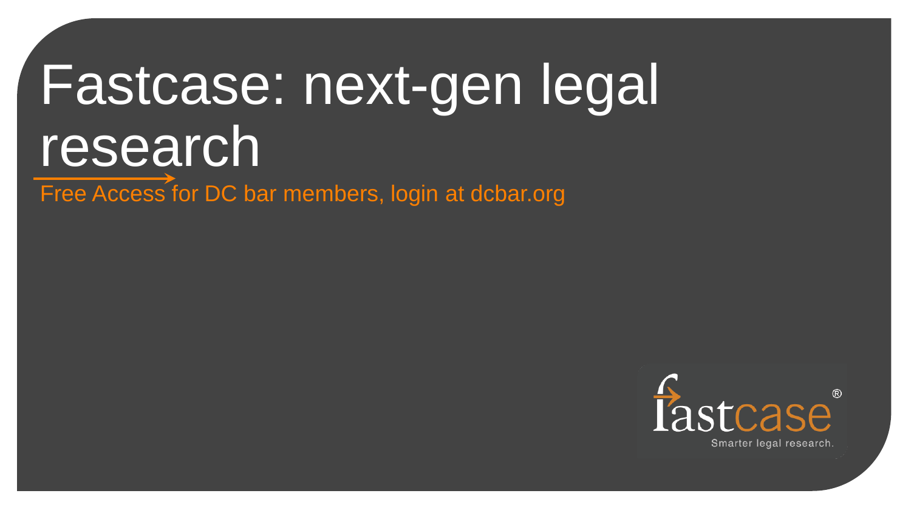# Fastcase: next-gen legal research

Free Access for DC bar members, login at dcbar.org

fastcase®

Smarter legal research.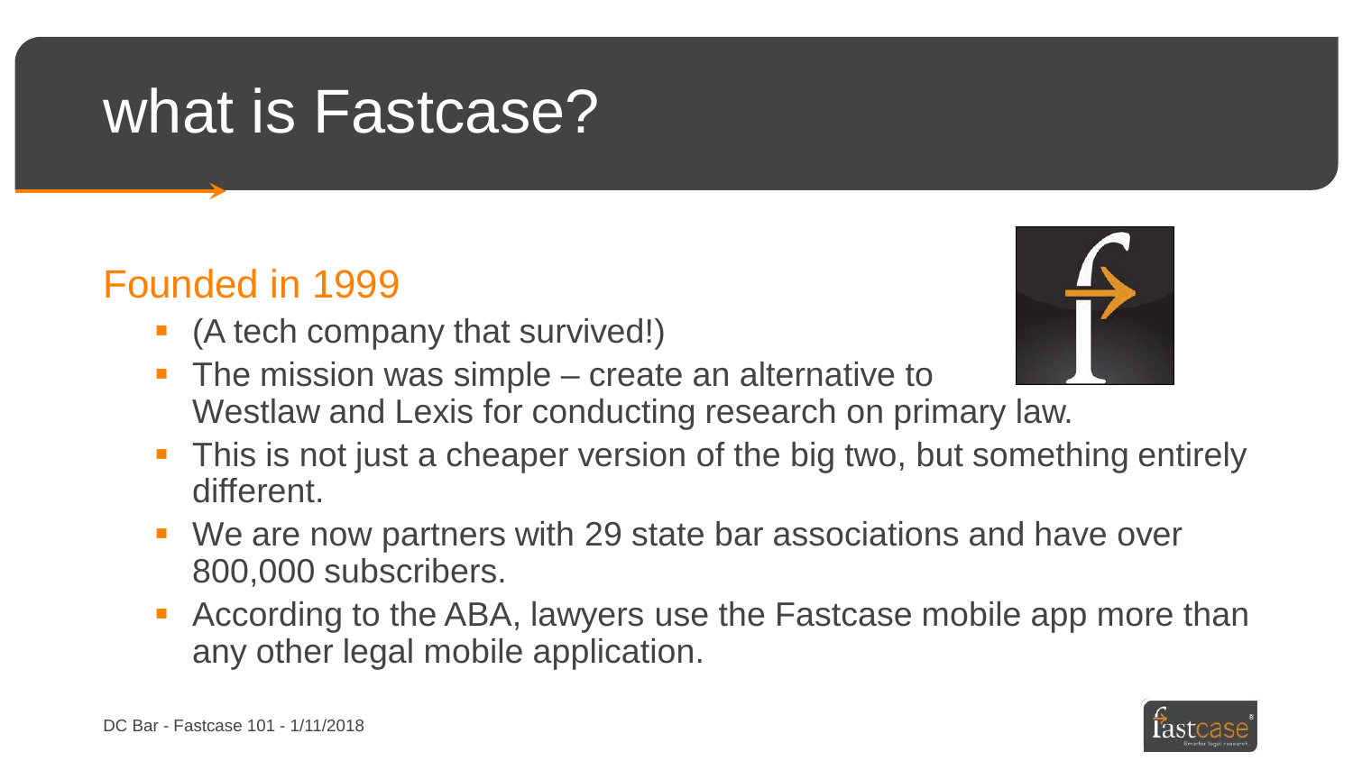# what is Fastcase?

## Founded in 1999

- (A tech company that survived!)
- The mission was simple – create an alternative to Westlaw and Lexis for conducting research on primary law.
- This is not just a cheaper version of the big two, but something entirely different.
- We are now partners with 29 state bar associations and have over 800,000 subscribers.
- According to the ABA, lawyers use the Fastcase mobile app more than any other legal mobile application.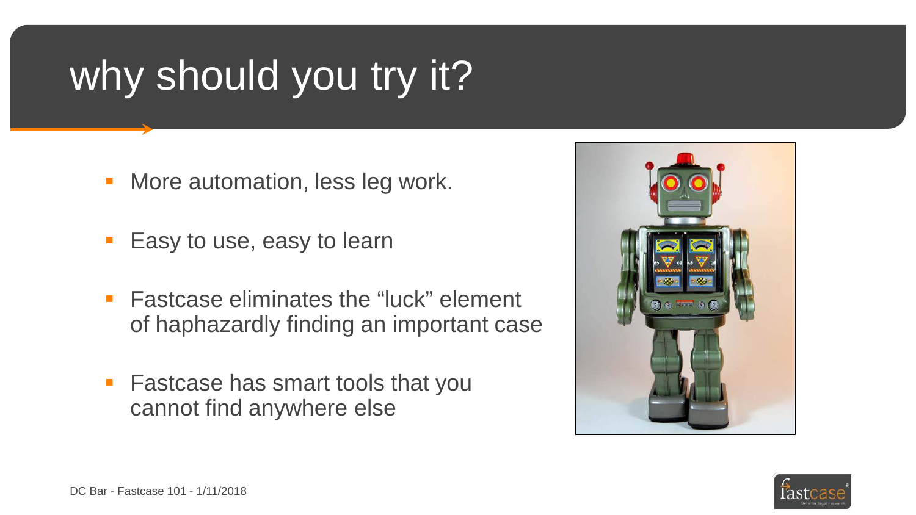# why should you try it?

- More automation, less leg work.
- Easy to use, easy to learn
- Fastcase eliminates the “luck” element of haphazardly finding an important case
- Fastcase has smart tools that you cannot find anywhere else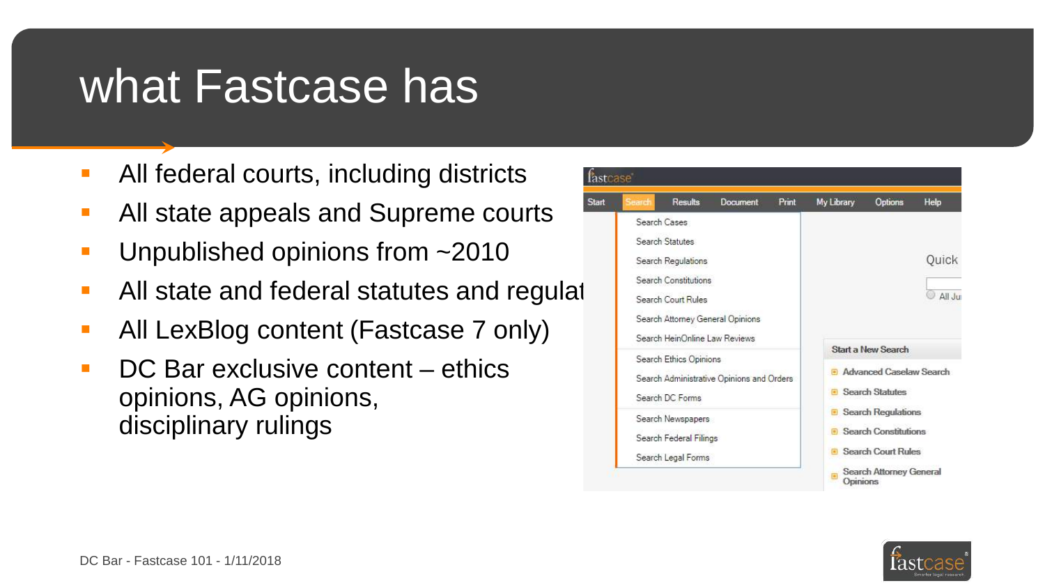# what Fastcase has

- All federal courts, including districts
- All state appeals and Supreme courts
- Unpublished opinions from ~2010
- All state and federal statutes and regulat
- All LexBlog content (Fastcase 7 only)
- DC Bar exclusive content – ethics opinions, AG opinions, disciplinary rulings

DC Bar - Fastcase 101 - 1/11/2018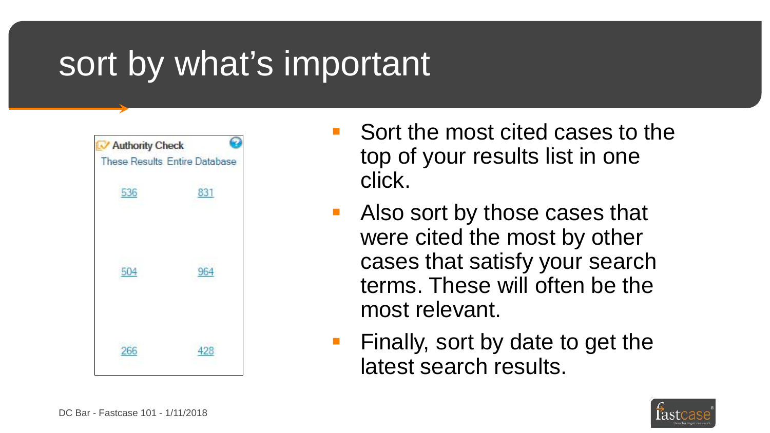# sort by what's important

| Authority Check | |
|---|---|
| These Results | Entire Database |
| 536 | 831 |
| 504 | 964 |
| 266 | 428 |

- Sort the most cited cases to the top of your results list in one click.
- Also sort by those cases that were cited the most by other cases that satisfy your search terms. These will often be the most relevant.
- Finally, sort by date to get the latest search results.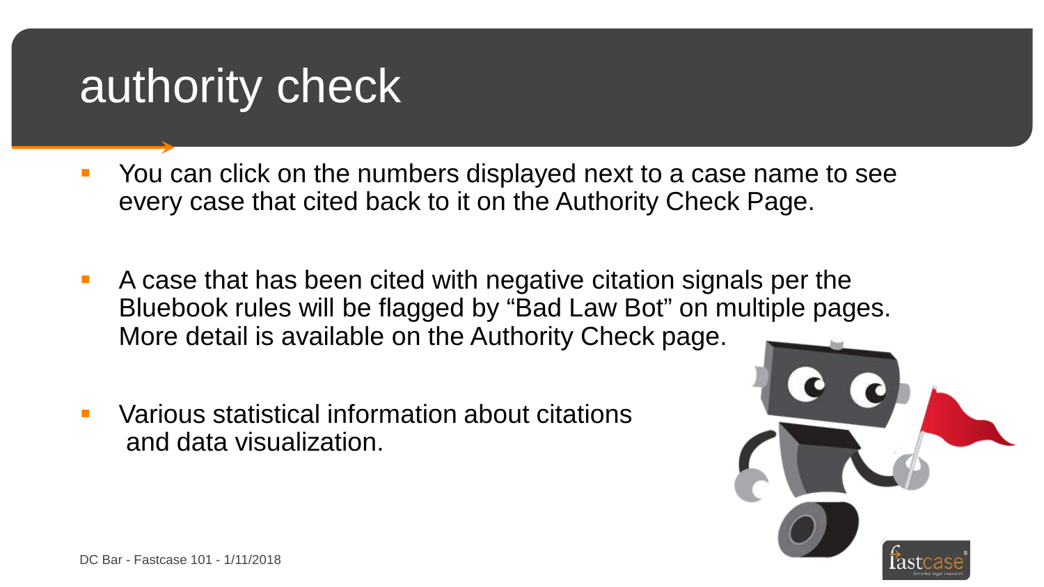# authority check

- You can click on the numbers displayed next to a case name to see every case that cited back to it on the Authority Check Page.
- A case that has been cited with negative citation signals per the Bluebook rules will be flagged by “Bad Law Bot” on multiple pages. More detail is available on the Authority Check page.
- Various statistical information about citations and data visualization.

DC Bar - Fastcase 101 - 1/11/2018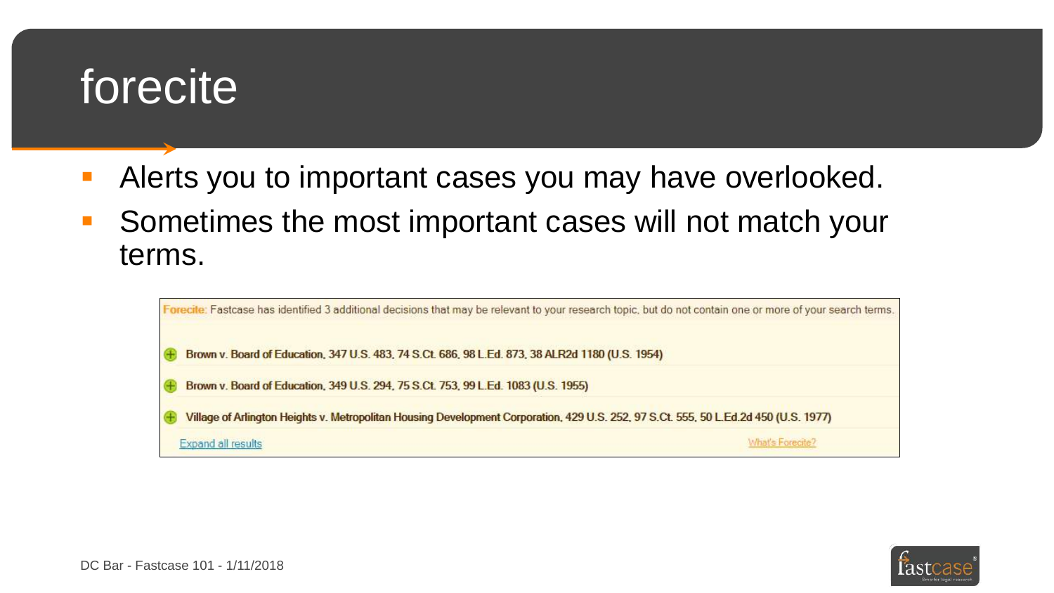# forecite

- Alerts you to important cases you may have overlooked.
- Sometimes the most important cases will not match your terms.

Forecite: Fastcase has identified 3 additional decisions that may be relevant to your research topic, but do not contain one or more of your search terms.

- Brown v. Board of Education, 347 U.S. 483, 74 S.Ct. 686, 98 L.Ed. 873, 38 ALR2d 1180 (U.S. 1954)
- Brown v. Board of Education, 349 U.S. 294, 75 S.Ct. 753, 99 L.Ed. 1083 (U.S. 1955)
- Village of Arlington Heights v. Metropolitan Housing Development Corporation, 429 U.S. 252, 97 S.Ct. 555, 50 L.Ed.2d 450 (U.S. 1977)

Expand all results

What's Forecite?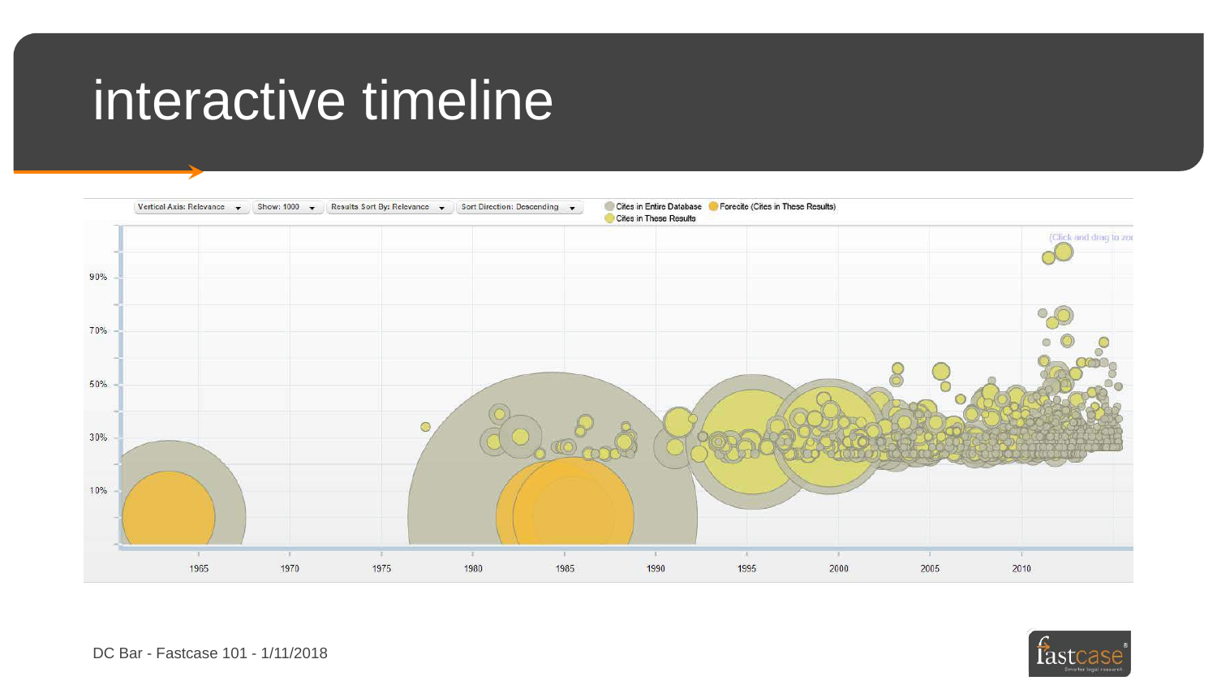# interactive timeline

Vertical Axis: Relevance | Show: 1000 | Results Sort By: Relevance | Sort Direction: Descending

Cites in Entire Database | Forecite (Cites in These Results) | Cites in These Results

(Click and drag to zoo

90% 70% 50% 30% 10%

1965 1970 1975 1980 1985 1990 1995 2000 2005 2010

DC Bar - Fastcase 101 - 1/11/2018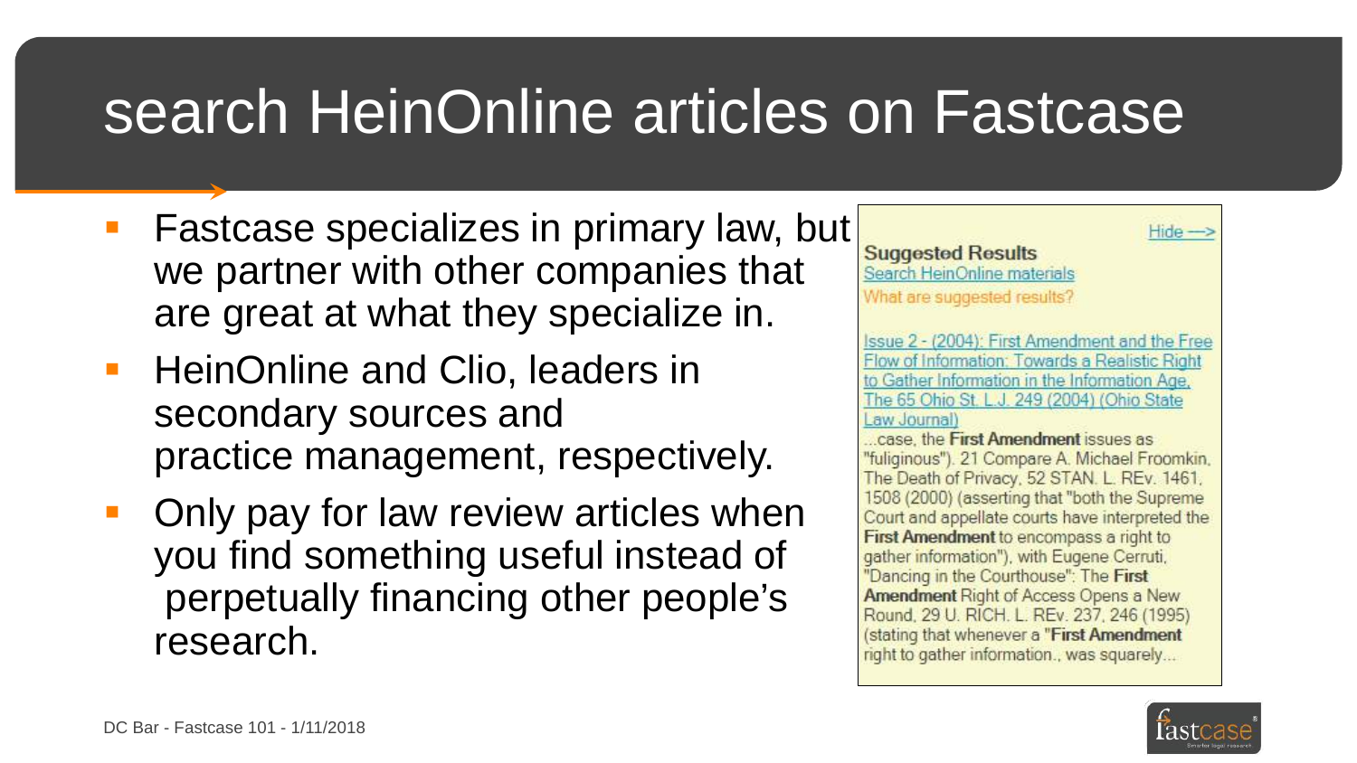# search HeinOnline articles on Fastcase

- Fastcase specializes in primary law, but we partner with other companies that are great at what they specialize in.
- HeinOnline and Clio, leaders in secondary sources and practice management, respectively.
- Only pay for law review articles when you find something useful instead of perpetually financing other people's research.

Hide —>

**Suggested Results**

Search HeinOnline materials

What are suggested results?

Issue 2 - (2004): First Amendment and the Free Flow of Information: Towards a Realistic Right to Gather Information in the Information Age, The 65 Ohio St. L.J. 249 (2004) (Ohio State Law Journal)

...case, the **First Amendment** issues as "fuliginous"). 21 Compare A. Michael Froomkin, The Death of Privacy, 52 STAN. L. REv. 1461, 1508 (2000) (asserting that "both the Supreme Court and appellate courts have interpreted the **First Amendment** to encompass a right to gather information"), with Eugene Cerruti, "Dancing in the Courthouse": The **First Amendment** Right of Access Opens a New Round, 29 U. RICH. L. REv. 237, 246 (1995) (stating that whenever a "**First Amendment** right to gather information., was squarely...

DC Bar - Fastcase 101 - 1/11/2018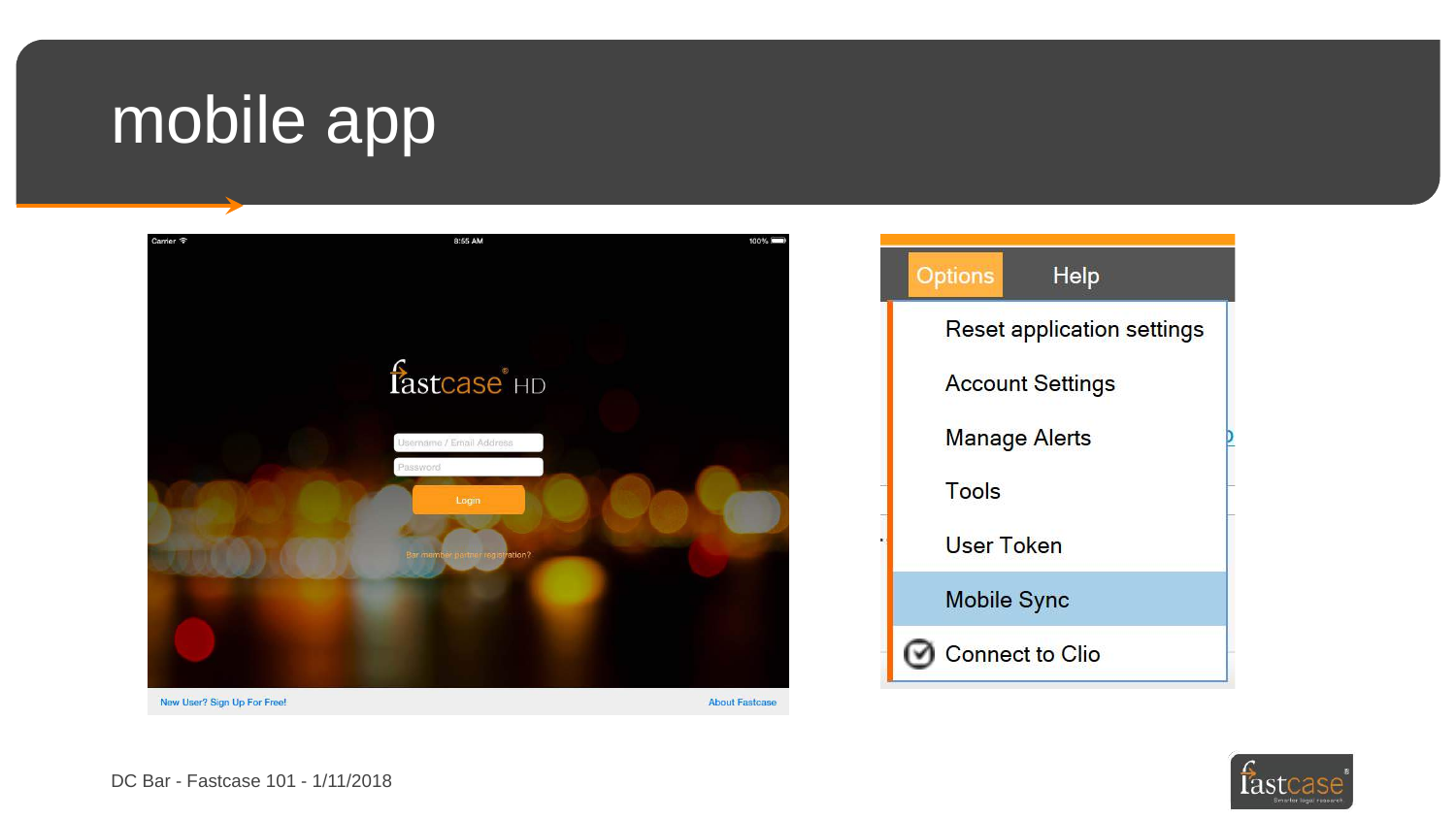# mobile app

fastcase® HD

Username / Email Address

Password

Login

Bar member partner registration?

New User? Sign Up For Free!

About Fastcase

Options Help

- Reset application settings
- Account Settings
- Manage Alerts
- Tools
- User Token
- Mobile Sync
- Connect to Clio

DC Bar - Fastcase 101 - 1/11/2018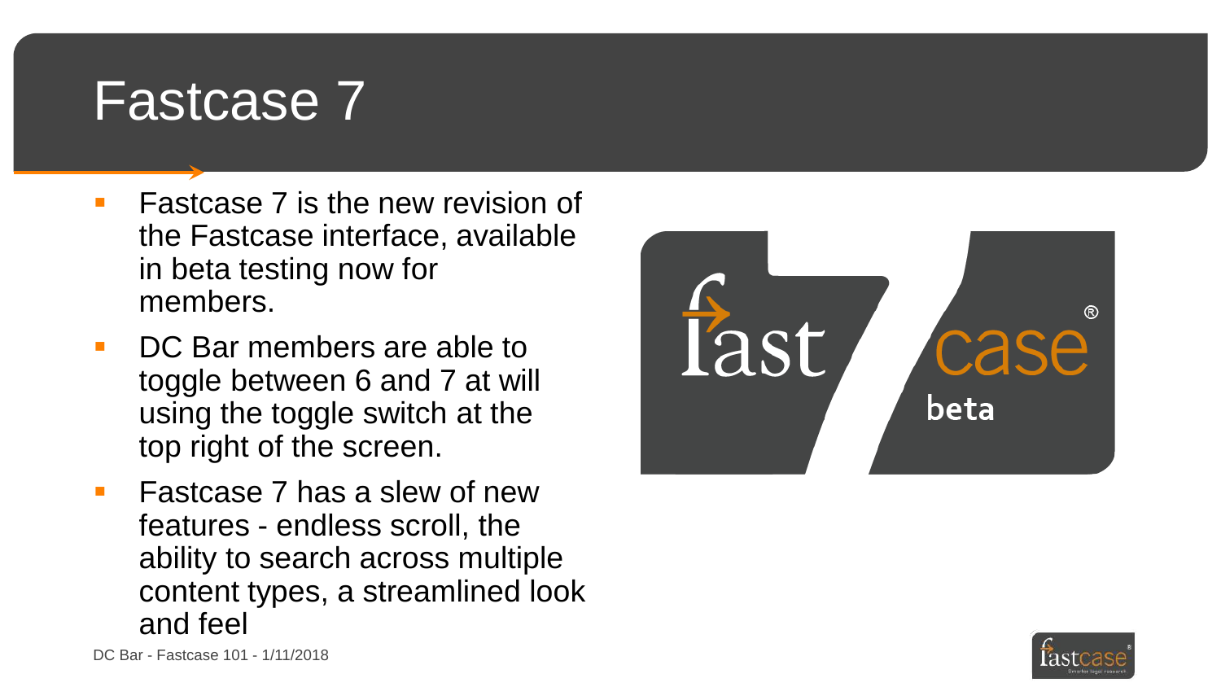# Fastcase 7

- Fastcase 7 is the new revision of the Fastcase interface, available in beta testing now for members.
- DC Bar members are able to toggle between 6 and 7 at will using the toggle switch at the top right of the screen.
- Fastcase 7 has a slew of new features - endless scroll, the ability to search across multiple content types, a streamlined look and feel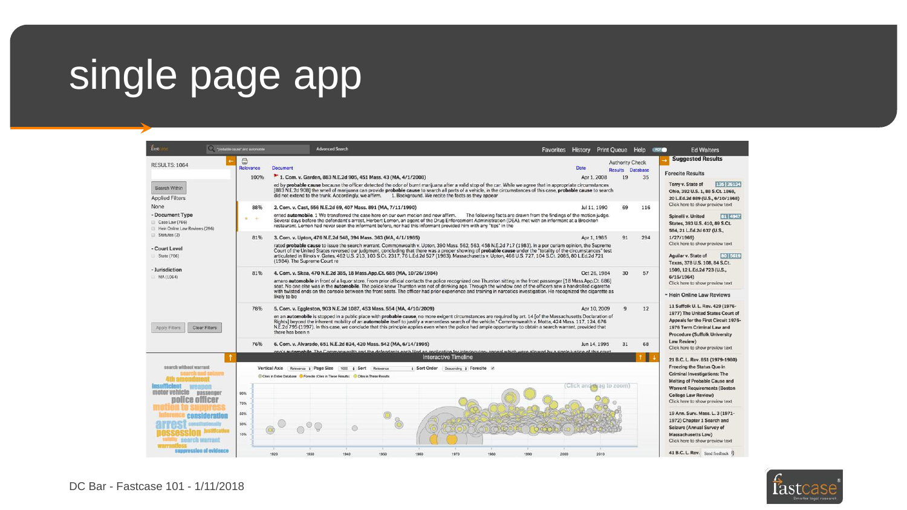# single page app

DC Bar - Fastcase 101 - 1/11/2018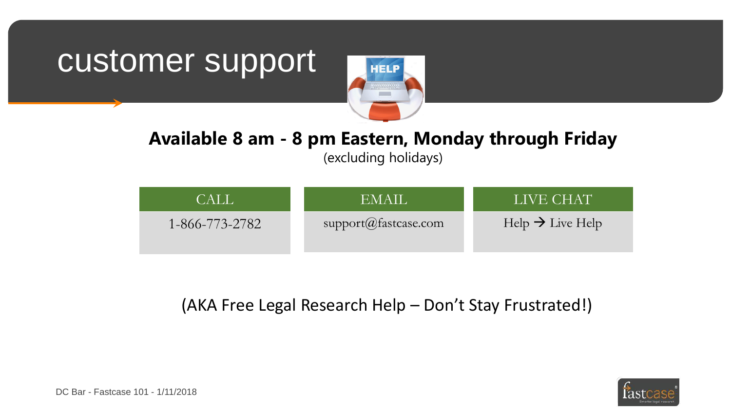# customer support

**Available 8 am - 8 pm Eastern, Monday through Friday**

(excluding holidays)

| CALL | EMAIL | LIVE CHAT |
| --- | --- | --- |
| 1-866-773-2782 | support@fastcase.com | Help → Live Help |

(AKA Free Legal Research Help – Don't Stay Frustrated!)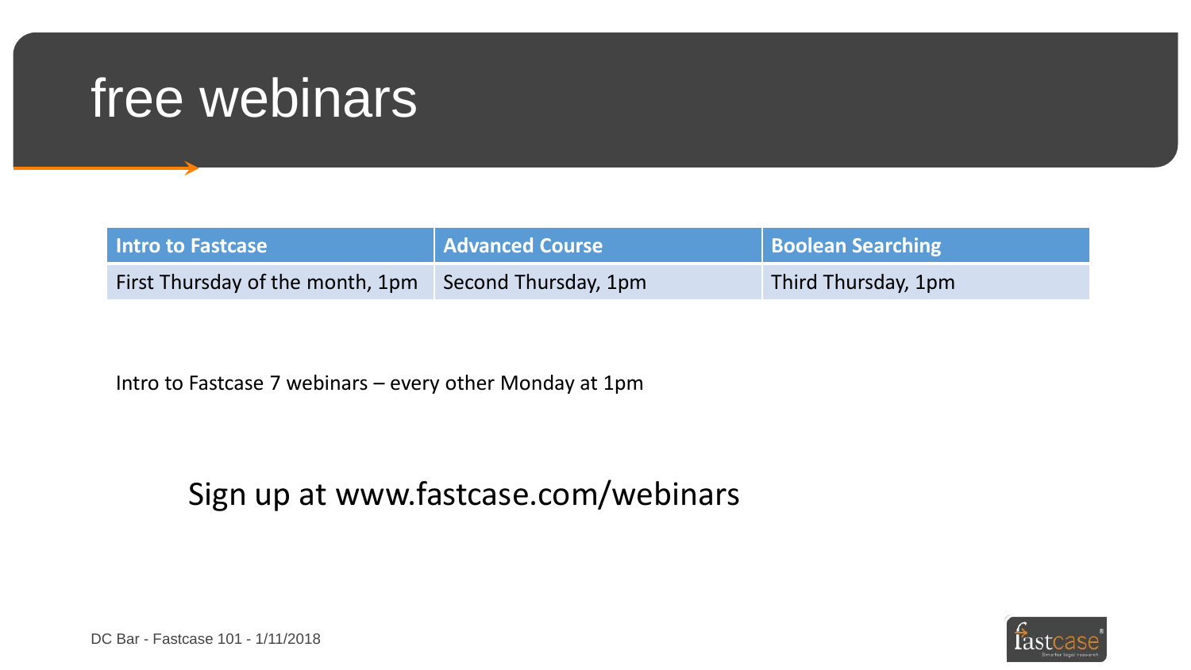# free webinars

| Intro to Fastcase | Advanced Course | Boolean Searching |
| --- | --- | --- |
| First Thursday of the month, 1pm | Second Thursday, 1pm | Third Thursday, 1pm |

Intro to Fastcase 7 webinars – every other Monday at 1pm

Sign up at www.fastcase.com/webinars